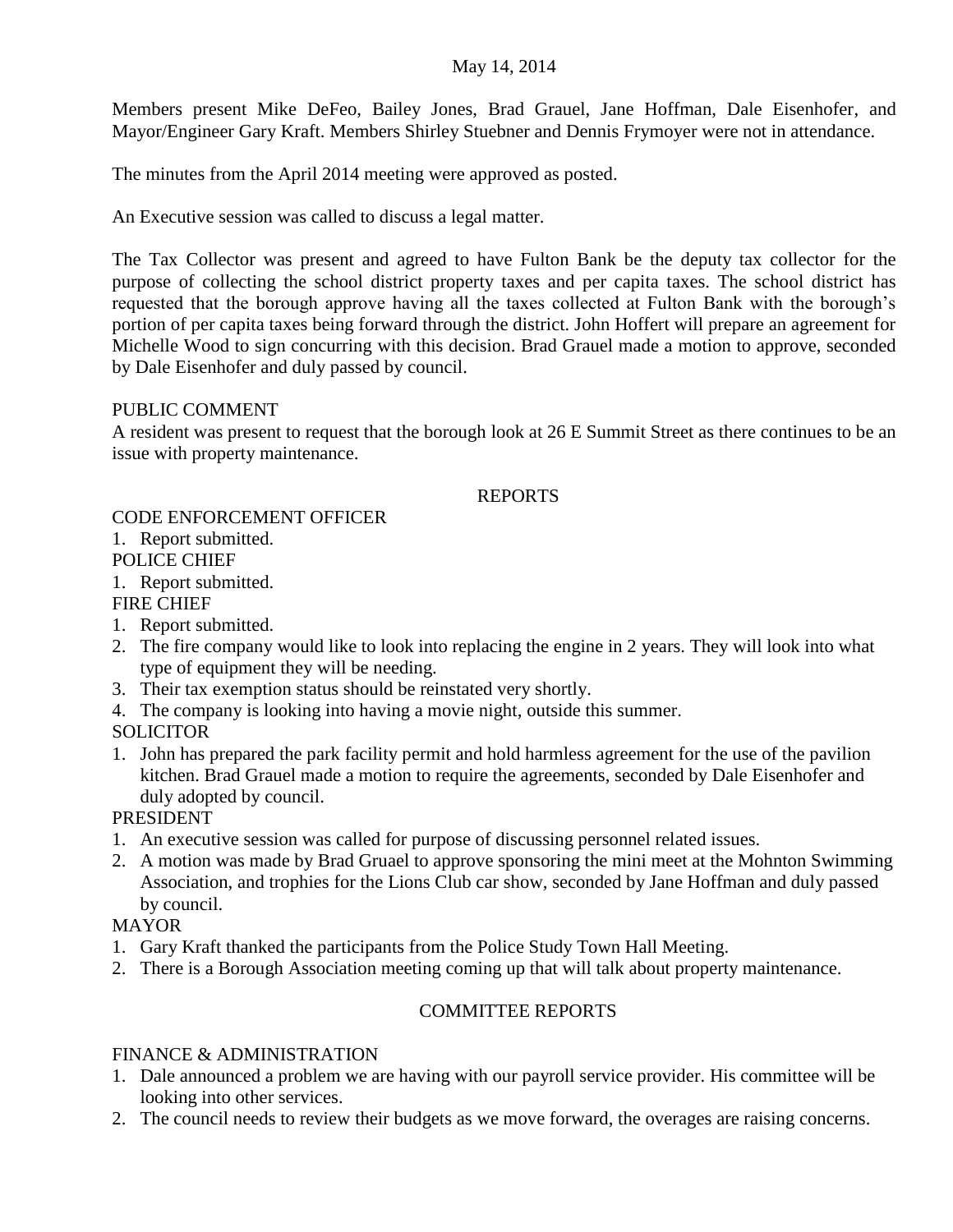May 14, 2014

Members present Mike DeFeo, Bailey Jones, Brad Grauel, Jane Hoffman, Dale Eisenhofer, and Mayor/Engineer Gary Kraft. Members Shirley Stuebner and Dennis Frymoyer were not in attendance.

The minutes from the April 2014 meeting were approved as posted.

An Executive session was called to discuss a legal matter.

The Tax Collector was present and agreed to have Fulton Bank be the deputy tax collector for the purpose of collecting the school district property taxes and per capita taxes. The school district has requested that the borough approve having all the taxes collected at Fulton Bank with the borough's portion of per capita taxes being forward through the district. John Hoffert will prepare an agreement for Michelle Wood to sign concurring with this decision. Brad Grauel made a motion to approve, seconded by Dale Eisenhofer and duly passed by council.

PUBLIC COMMENT

A resident was present to request that the borough look at 26 E Summit Street as there continues to be an issue with property maintenance.

## REPORTS

CODE ENFORCEMENT OFFICER

1. Report submitted.

POLICE CHIEF

1. Report submitted.

FIRE CHIEF

1. Report submitted.
2. The fire company would like to look into replacing the engine in 2 years. They will look into what type of equipment they will be needing.
3. Their tax exemption status should be reinstated very shortly.
4. The company is looking into having a movie night, outside this summer.

SOLICITOR

1. John has prepared the park facility permit and hold harmless agreement for the use of the pavilion kitchen. Brad Grauel made a motion to require the agreements, seconded by Dale Eisenhofer and duly adopted by council.

PRESIDENT

1. An executive session was called for purpose of discussing personnel related issues.
2. A motion was made by Brad Gruael to approve sponsoring the mini meet at the Mohnton Swimming Association, and trophies for the Lions Club car show, seconded by Jane Hoffman and duly passed by council.

MAYOR

1. Gary Kraft thanked the participants from the Police Study Town Hall Meeting.
2. There is a Borough Association meeting coming up that will talk about property maintenance.

## COMMITTEE REPORTS

FINANCE & ADMINISTRATION

1. Dale announced a problem we are having with our payroll service provider. His committee will be looking into other services.
2. The council needs to review their budgets as we move forward, the overages are raising concerns.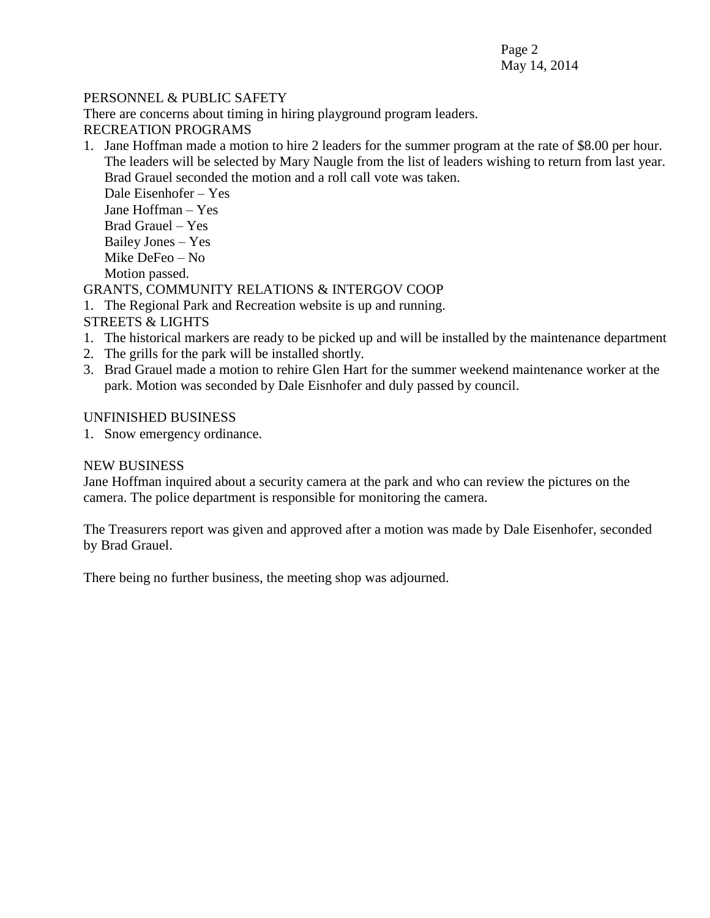PERSONNEL & PUBLIC SAFETY

There are concerns about timing in hiring playground program leaders.

RECREATION PROGRAMS

1. Jane Hoffman made a motion to hire 2 leaders for the summer program at the rate of $8.00 per hour. The leaders will be selected by Mary Naugle from the list of leaders wishing to return from last year. Brad Grauel seconded the motion and a roll call vote was taken.
   Dale Eisenhofer – Yes
   Jane Hoffman – Yes
   Brad Grauel – Yes
   Bailey Jones – Yes
   Mike DeFeo – No
   Motion passed.

GRANTS, COMMUNITY RELATIONS & INTERGOV COOP

1. The Regional Park and Recreation website is up and running.

STREETS & LIGHTS

1. The historical markers are ready to be picked up and will be installed by the maintenance department
2. The grills for the park will be installed shortly.
3. Brad Grauel made a motion to rehire Glen Hart for the summer weekend maintenance worker at the park. Motion was seconded by Dale Eisnhofer and duly passed by council.

UNFINISHED BUSINESS

1. Snow emergency ordinance.

NEW BUSINESS

Jane Hoffman inquired about a security camera at the park and who can review the pictures on the camera. The police department is responsible for monitoring the camera.

The Treasurers report was given and approved after a motion was made by Dale Eisenhofer, seconded by Brad Grauel.

There being no further business, the meeting shop was adjourned.